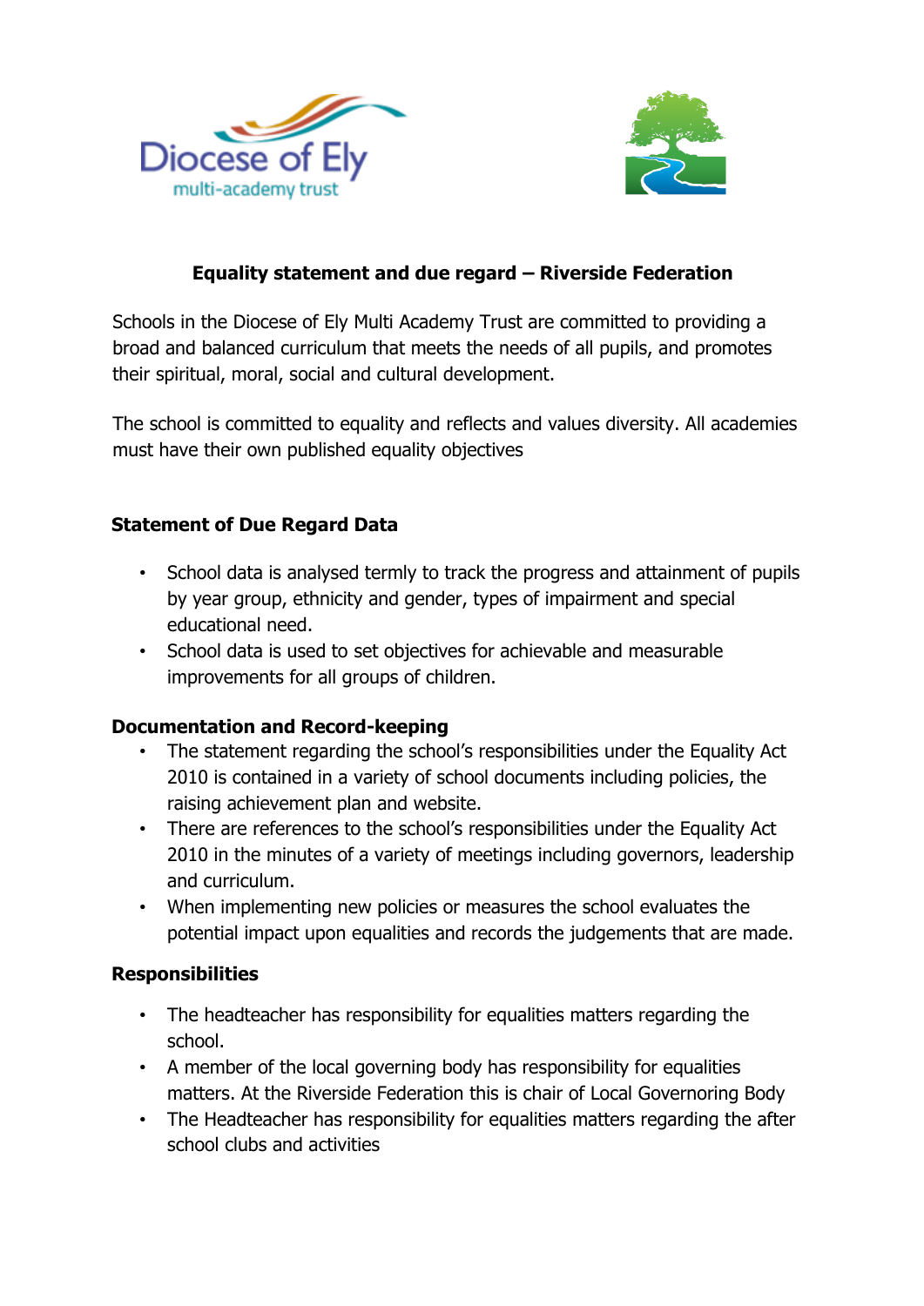## Equality statement and due regard – Riverside Federation

Schools in the Diocese of Ely Multi Academy Trust are committed to providing a broad and balanced curriculum that meets the needs of all pupils, and promotes their spiritual, moral, social and cultural development.

The school is committed to equality and reflects and values diversity. All academies must have their own published equality objectives

### Statement of Due Regard Data

- School data is analysed termly to track the progress and attainment of pupils by year group, ethnicity and gender, types of impairment and special educational need.
- School data is used to set objectives for achievable and measurable improvements for all groups of children.

### Documentation and Record-keeping

- The statement regarding the school's responsibilities under the Equality Act 2010 is contained in a variety of school documents including policies, the raising achievement plan and website.
- There are references to the school's responsibilities under the Equality Act 2010 in the minutes of a variety of meetings including governors, leadership and curriculum.
- When implementing new policies or measures the school evaluates the potential impact upon equalities and records the judgements that are made.

### Responsibilities

- The headteacher has responsibility for equalities matters regarding the school.
- A member of the local governing body has responsibility for equalities matters. At the Riverside Federation this is chair of Local Governoring Body
- The Headteacher has responsibility for equalities matters regarding the after school clubs and activities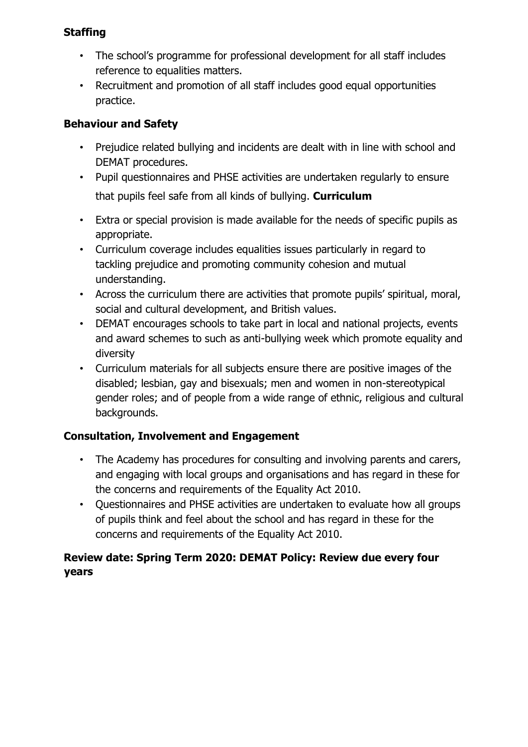**Staffing**

- The school's programme for professional development for all staff includes reference to equalities matters.
- Recruitment and promotion of all staff includes good equal opportunities practice.

**Behaviour and Safety**

- Prejudice related bullying and incidents are dealt with in line with school and DEMAT procedures.
- Pupil questionnaires and PHSE activities are undertaken regularly to ensure that pupils feel safe from all kinds of bullying.

**Curriculum**

- Extra or special provision is made available for the needs of specific pupils as appropriate.
- Curriculum coverage includes equalities issues particularly in regard to tackling prejudice and promoting community cohesion and mutual understanding.
- Across the curriculum there are activities that promote pupils' spiritual, moral, social and cultural development, and British values.
- DEMAT encourages schools to take part in local and national projects, events and award schemes to such as anti-bullying week which promote equality and diversity
- Curriculum materials for all subjects ensure there are positive images of the disabled; lesbian, gay and bisexuals; men and women in non-stereotypical gender roles; and of people from a wide range of ethnic, religious and cultural backgrounds.

**Consultation, Involvement and Engagement**

- The Academy has procedures for consulting and involving parents and carers, and engaging with local groups and organisations and has regard in these for the concerns and requirements of the Equality Act 2010.
- Questionnaires and PHSE activities are undertaken to evaluate how all groups of pupils think and feel about the school and has regard in these for the concerns and requirements of the Equality Act 2010.

**Review date: Spring Term 2020: DEMAT Policy: Review due every four years**